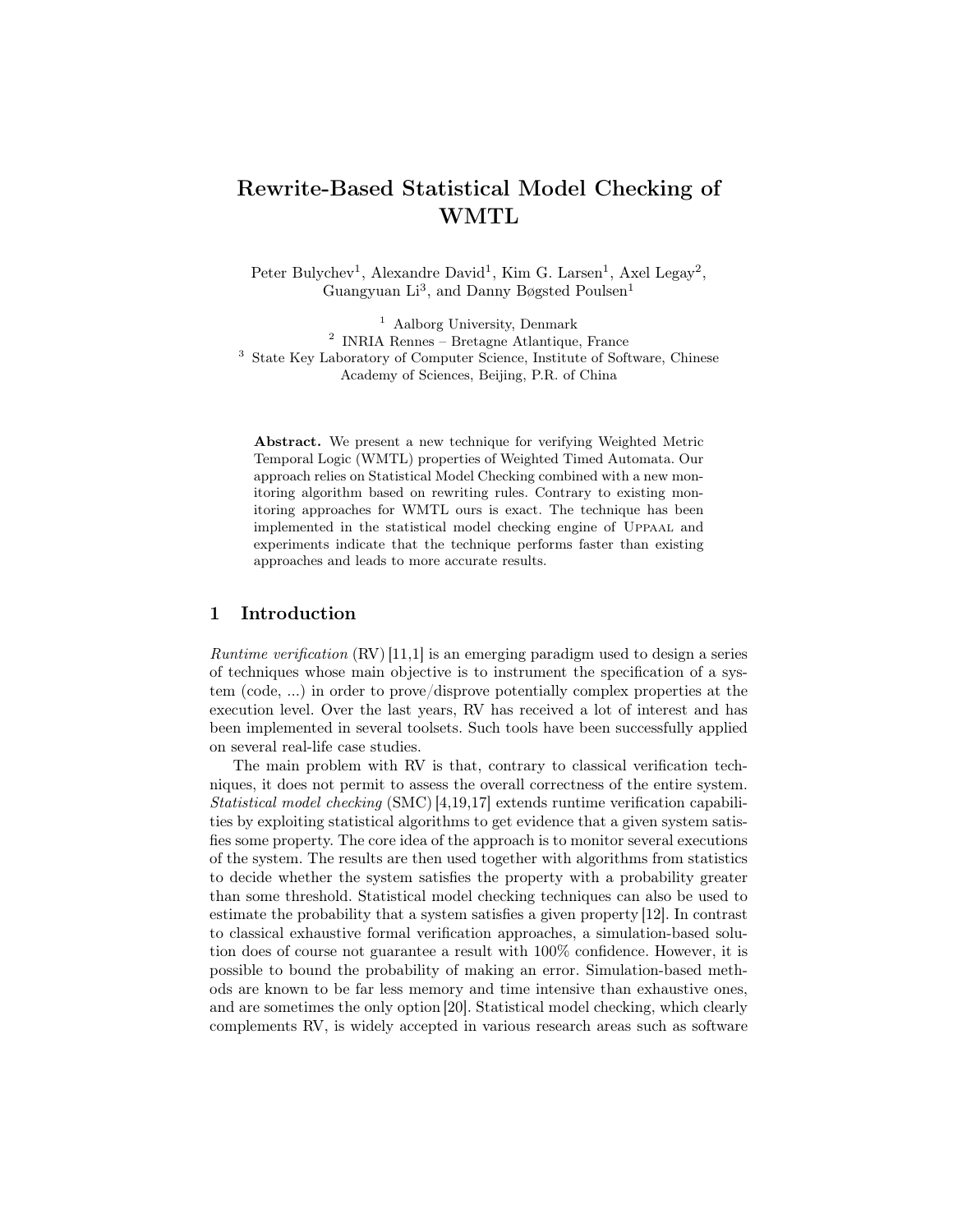# Rewrite-Based Statistical Model Checking of WMTL

Peter Bulychev[1], Alexandre David[1], Kim G. Larsen[1], Axel Legay[2], Guangyuan Li[3], and Danny Bøgsted Poulsen[1]

[1] Aalborg University, Denmark
[2] INRIA Rennes – Bretagne Atlantique, France
[3] State Key Laboratory of Computer Science, Institute of Software, Chinese Academy of Sciences, Beijing, P.R. of China

**Abstract.** We present a new technique for verifying Weighted Metric Temporal Logic (WMTL) properties of Weighted Timed Automata. Our approach relies on Statistical Model Checking combined with a new monitoring algorithm based on rewriting rules. Contrary to existing monitoring approaches for WMTL ours is exact. The technique has been implemented in the statistical model checking engine of UPPAAL and experiments indicate that the technique performs faster than existing approaches and leads to more accurate results.

## 1 Introduction

*Runtime verification* (RV) [11,1] is an emerging paradigm used to design a series of techniques whose main objective is to instrument the specification of a system (code, ...) in order to prove/disprove potentially complex properties at the execution level. Over the last years, RV has received a lot of interest and has been implemented in several toolsets. Such tools have been successfully applied on several real-life case studies.

The main problem with RV is that, contrary to classical verification techniques, it does not permit to assess the overall correctness of the entire system. *Statistical model checking* (SMC) [4,19,17] extends runtime verification capabilities by exploiting statistical algorithms to get evidence that a given system satisfies some property. The core idea of the approach is to monitor several executions of the system. The results are then used together with algorithms from statistics to decide whether the system satisfies the property with a probability greater than some threshold. Statistical model checking techniques can also be used to estimate the probability that a system satisfies a given property [12]. In contrast to classical exhaustive formal verification approaches, a simulation-based solution does of course not guarantee a result with 100% confidence. However, it is possible to bound the probability of making an error. Simulation-based methods are known to be far less memory and time intensive than exhaustive ones, and are sometimes the only option [20]. Statistical model checking, which clearly complements RV, is widely accepted in various research areas such as software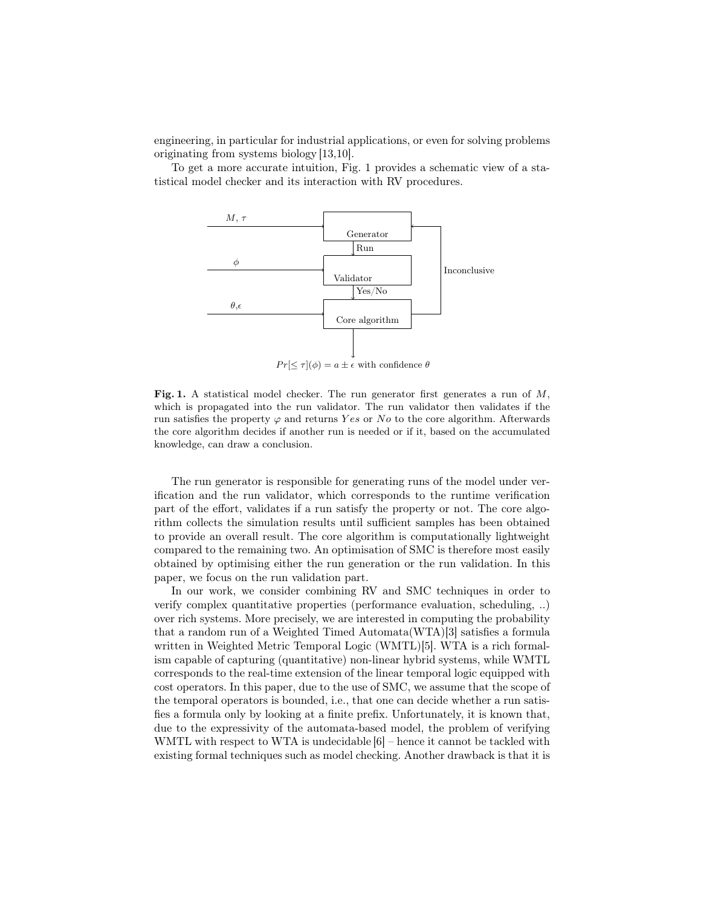engineering, in particular for industrial applications, or even for solving problems originating from systems biology [13,10].

To get a more accurate intuition, Fig. 1 provides a schematic view of a statistical model checker and its interaction with RV procedures.

**Fig. 1.** A statistical model checker. The run generator first generates a run of $M$, which is propagated into the run validator. The run validator then validates if the run satisfies the property $\varphi$ and returns *Yes* or *No* to the core algorithm. Afterwards the core algorithm decides if another run is needed or if it, based on the accumulated knowledge, can draw a conclusion.

The run generator is responsible for generating runs of the model under verification and the run validator, which corresponds to the runtime verification part of the effort, validates if a run satisfy the property or not. The core algorithm collects the simulation results until sufficient samples has been obtained to provide an overall result. The core algorithm is computationally lightweight compared to the remaining two. An optimisation of SMC is therefore most easily obtained by optimising either the run generation or the run validation. In this paper, we focus on the run validation part.

In our work, we consider combining RV and SMC techniques in order to verify complex quantitative properties (performance evaluation, scheduling, ..) over rich systems. More precisely, we are interested in computing the probability that a random run of a Weighted Timed Automata(WTA)[3] satisfies a formula written in Weighted Metric Temporal Logic (WMTL)[5]. WTA is a rich formalism capable of capturing (quantitative) non-linear hybrid systems, while WMTL corresponds to the real-time extension of the linear temporal logic equipped with cost operators. In this paper, due to the use of SMC, we assume that the scope of the temporal operators is bounded, i.e., that one can decide whether a run satisfies a formula only by looking at a finite prefix. Unfortunately, it is known that, due to the expressivity of the automata-based model, the problem of verifying WMTL with respect to WTA is undecidable [6] – hence it cannot be tackled with existing formal techniques such as model checking. Another drawback is that it is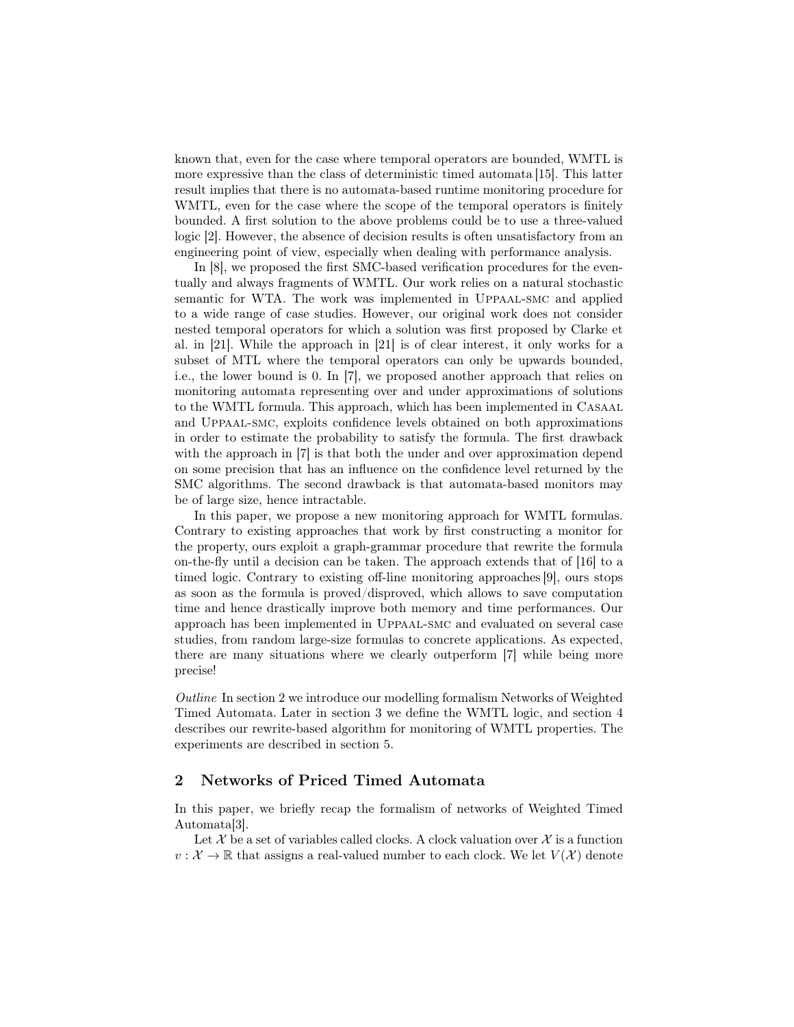known that, even for the case where temporal operators are bounded, WMTL is more expressive than the class of deterministic timed automata [15]. This latter result implies that there is no automata-based runtime monitoring procedure for WMTL, even for the case where the scope of the temporal operators is finitely bounded. A first solution to the above problems could be to use a three-valued logic [2]. However, the absence of decision results is often unsatisfactory from an engineering point of view, especially when dealing with performance analysis.

In [8], we proposed the first SMC-based verification procedures for the eventually and always fragments of WMTL. Our work relies on a natural stochastic semantic for WTA. The work was implemented in Uppaal-smc and applied to a wide range of case studies. However, our original work does not consider nested temporal operators for which a solution was first proposed by Clarke et al. in [21]. While the approach in [21] is of clear interest, it only works for a subset of MTL where the temporal operators can only be upwards bounded, i.e., the lower bound is 0. In [7], we proposed another approach that relies on monitoring automata representing over and under approximations of solutions to the WMTL formula. This approach, which has been implemented in Casaal and Uppaal-smc, exploits confidence levels obtained on both approximations in order to estimate the probability to satisfy the formula. The first drawback with the approach in [7] is that both the under and over approximation depend on some precision that has an influence on the confidence level returned by the SMC algorithms. The second drawback is that automata-based monitors may be of large size, hence intractable.

In this paper, we propose a new monitoring approach for WMTL formulas. Contrary to existing approaches that work by first constructing a monitor for the property, ours exploit a graph-grammar procedure that rewrite the formula on-the-fly until a decision can be taken. The approach extends that of [16] to a timed logic. Contrary to existing off-line monitoring approaches [9], ours stops as soon as the formula is proved/disproved, which allows to save computation time and hence drastically improve both memory and time performances. Our approach has been implemented in Uppaal-smc and evaluated on several case studies, from random large-size formulas to concrete applications. As expected, there are many situations where we clearly outperform [7] while being more precise!

*Outline* In section 2 we introduce our modelling formalism Networks of Weighted Timed Automata. Later in section 3 we define the WMTL logic, and section 4 describes our rewrite-based algorithm for monitoring of WMTL properties. The experiments are described in section 5.

## 2 Networks of Priced Timed Automata

In this paper, we briefly recap the formalism of networks of Weighted Timed Automata[3].

Let $\mathcal{X}$ be a set of variables called clocks. A clock valuation over $\mathcal{X}$ is a function $v : \mathcal{X} \rightarrow \mathbb{R}$ that assigns a real-valued number to each clock. We let $V(\mathcal{X})$ denote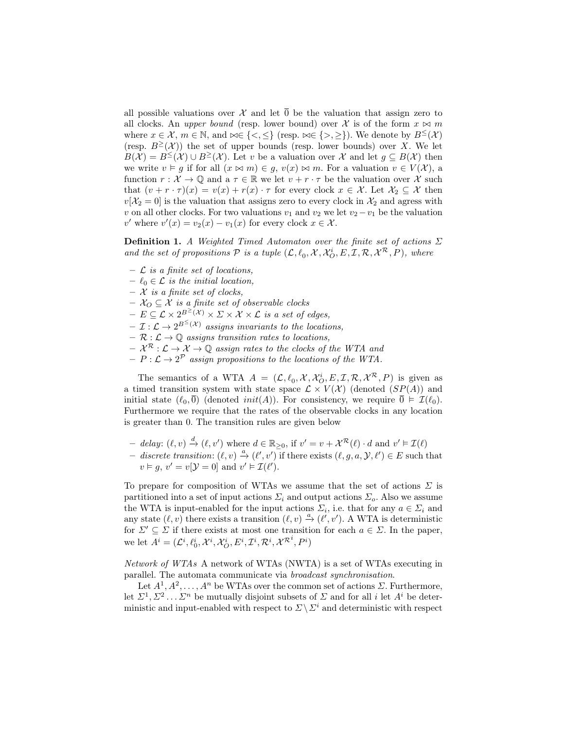all possible valuations over $\mathcal{X}$ and let $\overline{0}$ be the valuation that assign zero to all clocks. An *upper bound* (resp. lower bound) over $\mathcal{X}$ is of the form $x \bowtie m$ where $x \in \mathcal{X}$, $m \in \mathbb{N}$, and $\bowtie \in \{<, \leq\}$ (resp. $\bowtie \in \{>, \geq\}$). We denote by $B^{\leq}(\mathcal{X})$ (resp. $B^{\geq}(\mathcal{X})$) the set of upper bounds (resp. lower bounds) over $X$. We let $B(\mathcal{X}) = B^{\leq}(\mathcal{X}) \cup B^{\geq}(\mathcal{X})$. Let $v$ be a valuation over $\mathcal{X}$ and let $g \subseteq B(\mathcal{X})$ then we write $v \vDash g$ if for all $(x \bowtie m) \in g$, $v(x) \bowtie m$. For a valuation $v \in V(\mathcal{X})$, a function $r : \mathcal{X} \to \mathbb{Q}$ and a $\tau \in \mathbb{R}$ we let $v + r \cdot \tau$ be the valuation over $\mathcal{X}$ such that $(v + r \cdot \tau)(x) = v(x) + r(x) \cdot \tau$ for every clock $x \in \mathcal{X}$. Let $\mathcal{X}_2 \subseteq \mathcal{X}$ then $v[\mathcal{X}_2 = 0]$ is the valuation that assigns zero to every clock in $\mathcal{X}_2$ and agress with $v$ on all other clocks. For two valuations $v_1$ and $v_2$ we let $v_2 - v_1$ be the valuation $v'$ where $v'(x) = v_2(x) - v_1(x)$ for every clock $x \in \mathcal{X}$.

**Definition 1.** *A Weighted Timed Automaton over the finite set of actions $\Sigma$ and the set of propositions $\mathcal{P}$ is a tuple $(\mathcal{L}, \ell_0, \mathcal{X}, \mathcal{X}_O^i, E, \mathcal{I}, \mathcal{R}, \mathcal{X}^{\mathcal{R}}, P)$, where*

- *$\mathcal{L}$ is a finite set of locations,*
- *$\ell_0 \in \mathcal{L}$ is the initial location,*
- *$\mathcal{X}$ is a finite set of clocks,*
- *$\mathcal{X}_O \subseteq \mathcal{X}$ is a finite set of observable clocks*
- *$E \subseteq \mathcal{L} \times 2^{B^{\geq}(\mathcal{X})} \times \Sigma \times \mathcal{X} \times \mathcal{L}$ is a set of edges,*
- *$\mathcal{I} : \mathcal{L} \to 2^{B^{\leq}(\mathcal{X})}$ assigns invariants to the locations,*
- *$\mathcal{R} : \mathcal{L} \to \mathbb{Q}$ assigns transition rates to locations,*
- *$\mathcal{X}^{\mathcal{R}} : \mathcal{L} \to \mathcal{X} \to \mathbb{Q}$ assign rates to the clocks of the WTA and*
- *$P : \mathcal{L} \to 2^{\mathcal{P}}$ assign propositions to the locations of the WTA.*

The semantics of a WTA $A = (\mathcal{L}, \ell_0, \mathcal{X}, \mathcal{X}_O^i, E, \mathcal{I}, \mathcal{R}, \mathcal{X}^{\mathcal{R}}, P)$ is given as a timed transition system with state space $\mathcal{L} \times V(\mathcal{X})$ (denoted $(SP(A))$ and initial state $(\ell_0, \overline{0})$ (denoted $init(A)$). For consistency, we require $\overline{0} \vDash \mathcal{I}(\ell_0)$. Furthermore we require that the rates of the observable clocks in any location is greater than 0. The transition rules are given below

- *delay*: $(\ell, v) \xrightarrow{d} (\ell, v')$ where $d \in \mathbb{R}_{\geq 0}$, if $v' = v + \mathcal{X}^{\mathcal{R}}(\ell) \cdot d$ and $v' \vDash \mathcal{I}(\ell)$
- *discrete transition*: $(\ell, v) \xrightarrow{a} (\ell', v')$ if there exists $(\ell, g, a, \mathcal{Y}, \ell') \in E$ such that $v \vDash g$, $v' = v[\mathcal{Y} = 0]$ and $v' \vDash \mathcal{I}(\ell')$.

To prepare for composition of WTAs we assume that the set of actions $\Sigma$ is partitioned into a set of input actions $\Sigma_i$ and output actions $\Sigma_o$. Also we assume the WTA is input-enabled for the input actions $\Sigma_i$, i.e. that for any $a \in \Sigma_i$ and any state $(\ell, v)$ there exists a transition $(\ell, v) \xrightarrow{a} (\ell', v')$. A WTA is deterministic for $\Sigma' \subseteq \Sigma$ if there exists at most one transition for each $a \in \Sigma$. In the paper, we let $A^i = (\mathcal{L}^i, \ell_0^i, \mathcal{X}^i, \mathcal{X}_O^i, E^i, \mathcal{I}^i, \mathcal{R}^i, \mathcal{X}^{\mathcal{R}^i}, P^i)$

*Network of WTAs* A network of WTAs (NWTA) is a set of WTAs executing in parallel. The automata communicate via *broadcast synchronisation*.

Let $A^1, A^2, \ldots, A^n$ be WTAs over the common set of actions $\Sigma$. Furthermore, let $\Sigma^1, \Sigma^2 \ldots \Sigma^n$ be mutually disjoint subsets of $\Sigma$ and for all $i$ let $A^i$ be deterministic and input-enabled with respect to $\Sigma \setminus \Sigma^i$ and deterministic with respect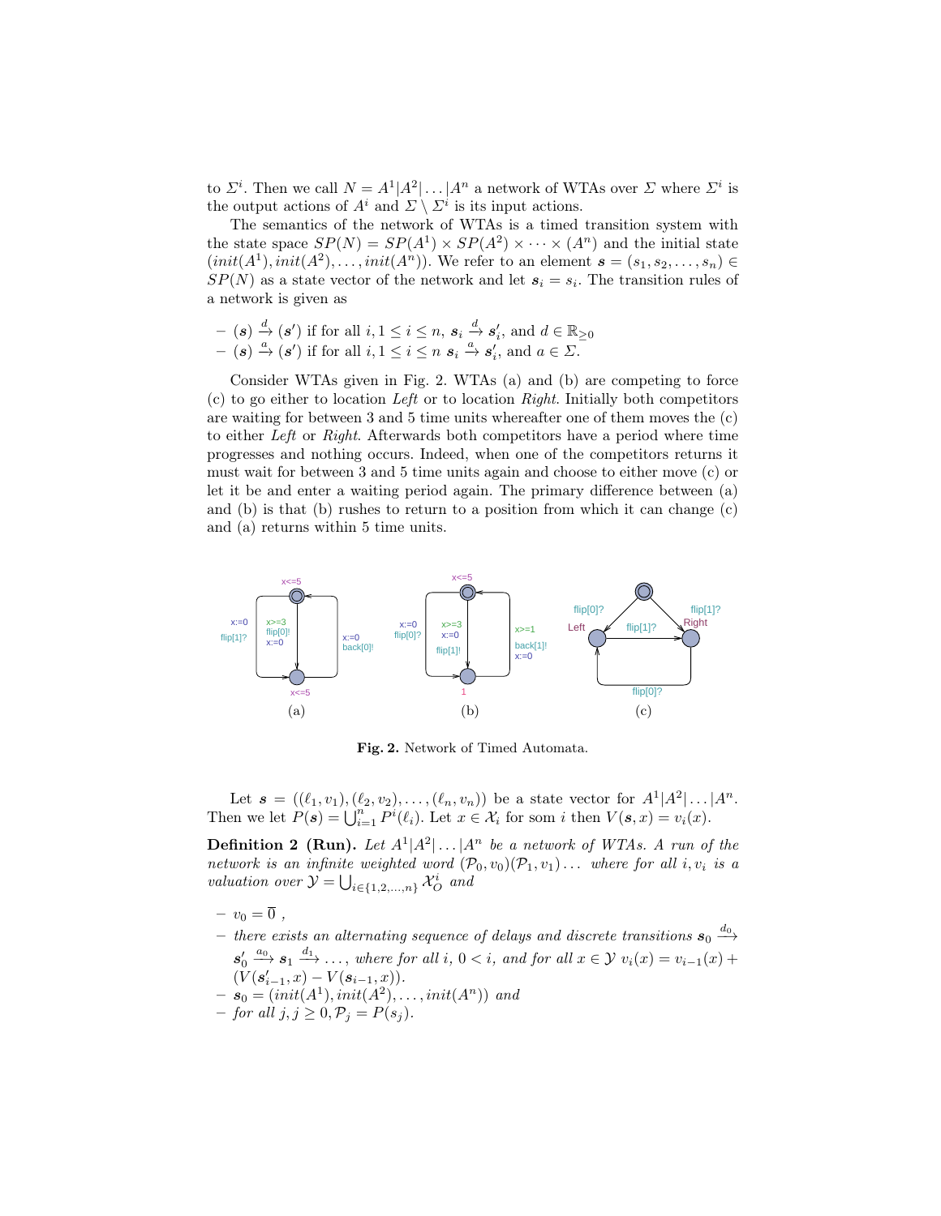to $\Sigma^i$. Then we call $N = A^1|A^2|\dots|A^n$ a network of WTAs over $\Sigma$ where $\Sigma^i$ is the output actions of $A^i$ and $\Sigma \setminus \Sigma^i$ is its input actions.

The semantics of the network of WTAs is a timed transition system with the state space $SP(N) = SP(A^1) \times SP(A^2) \times \cdots \times (A^n)$ and the initial state $(init(A^1), init(A^2), \dots, init(A^n))$. We refer to an element $\boldsymbol{s} = (s_1, s_2, \dots, s_n) \in SP(N)$ as a state vector of the network and let $\boldsymbol{s}_i = s_i$. The transition rules of a network is given as

- $(\boldsymbol{s}) \xrightarrow{d} (\boldsymbol{s}')$ if for all $i, 1 \leq i \leq n$, $\boldsymbol{s}_i \xrightarrow{d} \boldsymbol{s}'_i$, and $d \in \mathbb{R}_{\geq 0}$
- $(\boldsymbol{s}) \xrightarrow{a} (\boldsymbol{s}')$ if for all $i, 1 \leq i \leq n$ $\boldsymbol{s}_i \xrightarrow{a} \boldsymbol{s}'_i$, and $a \in \Sigma$.

Consider WTAs given in Fig. 2. WTAs (a) and (b) are competing to force (c) to go either to location *Left* or to location *Right*. Initially both competitors are waiting for between 3 and 5 time units whereafter one of them moves the (c) to either *Left* or *Right*. Afterwards both competitors have a period where time progresses and nothing occurs. Indeed, when one of the competitors returns it must wait for between 3 and 5 time units again and choose to either move (c) or let it be and enter a waiting period again. The primary difference between (a) and (b) is that (b) rushes to return to a position from which it can change (c) and (a) returns within 5 time units.

**Fig. 2.** Network of Timed Automata.

Let $\boldsymbol{s} = ((\ell_1, v_1), (\ell_2, v_2), \dots, (\ell_n, v_n))$ be a state vector for $A^1|A^2|\dots|A^n$. Then we let $P(\boldsymbol{s}) = \bigcup_{i=1}^{n} P^i(\ell_i)$. Let $x \in \mathcal{X}_i$ for som $i$ then $V(\boldsymbol{s}, x) = v_i(x)$.

**Definition 2 (Run).** *Let $A^1|A^2|\dots|A^n$ be a network of WTAs. A run of the network is an infinite weighted word $(\mathcal{P}_0, v_0)(\mathcal{P}_1, v_1)\dots$ where for all $i, v_i$ is a valuation over $\mathcal{Y} = \bigcup_{i \in \{1,2,\dots,n\}} \mathcal{X}_O^i$ and*

- $v_0 = \overline{0}$ ,
- *there exists an alternating sequence of delays and discrete transitions $\boldsymbol{s}_0 \xrightarrow{d_0} \boldsymbol{s}'_0 \xrightarrow{a_0} \boldsymbol{s}_1 \xrightarrow{d_1} \dots$, where for all $i$, $0 < i$, and for all $x \in \mathcal{Y}$ $v_i(x) = v_{i-1}(x) + (V(\boldsymbol{s}'_{i-1}, x) - V(\boldsymbol{s}_{i-1}, x))$.*
- $\boldsymbol{s}_0 = (init(A^1), init(A^2), \dots, init(A^n))$ *and*
- *for all $j, j \geq 0, \mathcal{P}_j = P(s_j)$.*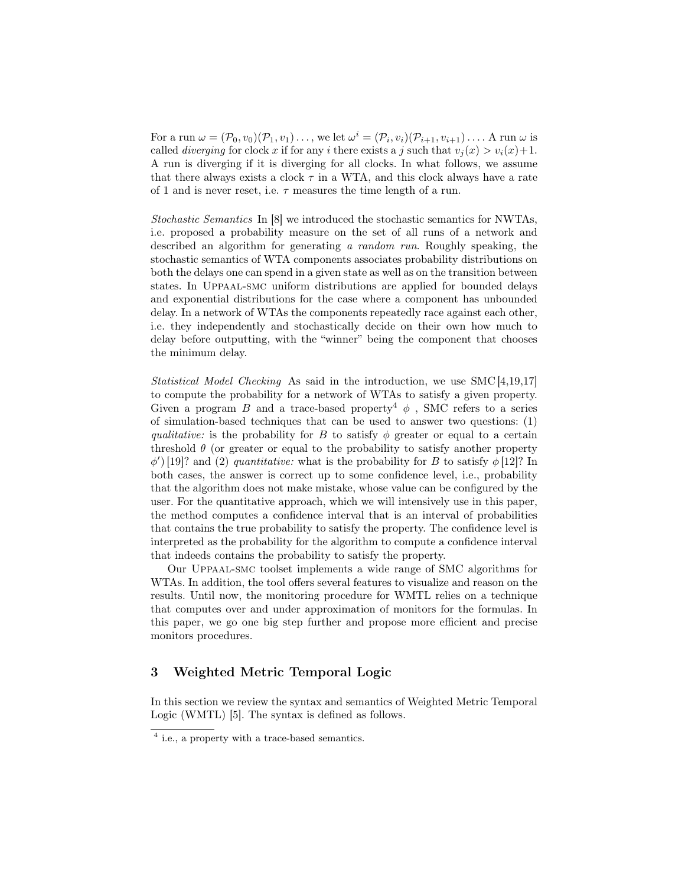For a run $\omega = (\mathcal{P}_0, v_0)(\mathcal{P}_1, v_1)\ldots$, we let $\omega^i = (\mathcal{P}_i, v_i)(\mathcal{P}_{i+1}, v_{i+1})\ldots$. A run $\omega$ is called *diverging* for clock $x$ if for any $i$ there exists a $j$ such that $v_j(x) > v_i(x)+1$. A run is diverging if it is diverging for all clocks. In what follows, we assume that there always exists a clock $\tau$ in a WTA, and this clock always have a rate of 1 and is never reset, i.e. $\tau$ measures the time length of a run.

*Stochastic Semantics* In [8] we introduced the stochastic semantics for NWTAs, i.e. proposed a probability measure on the set of all runs of a network and described an algorithm for generating *a random run*. Roughly speaking, the stochastic semantics of WTA components associates probability distributions on both the delays one can spend in a given state as well as on the transition between states. In Uppaal-smc uniform distributions are applied for bounded delays and exponential distributions for the case where a component has unbounded delay. In a network of WTAs the components repeatedly race against each other, i.e. they independently and stochastically decide on their own how much to delay before outputting, with the "winner" being the component that chooses the minimum delay.

*Statistical Model Checking* As said in the introduction, we use SMC [4,19,17] to compute the probability for a network of WTAs to satisfy a given property. Given a program $B$ and a trace-based property[4] $\phi$ , SMC refers to a series of simulation-based techniques that can be used to answer two questions: (1) *qualitative:* is the probability for $B$ to satisfy $\phi$ greater or equal to a certain threshold $\theta$ (or greater or equal to the probability to satisfy another property $\phi'$) [19]? and (2) *quantitative:* what is the probability for $B$ to satisfy $\phi$ [12]? In both cases, the answer is correct up to some confidence level, i.e., probability that the algorithm does not make mistake, whose value can be configured by the user. For the quantitative approach, which we will intensively use in this paper, the method computes a confidence interval that is an interval of probabilities that contains the true probability to satisfy the property. The confidence level is interpreted as the probability for the algorithm to compute a confidence interval that indeeds contains the probability to satisfy the property.

Our Uppaal-smc toolset implements a wide range of SMC algorithms for WTAs. In addition, the tool offers several features to visualize and reason on the results. Until now, the monitoring procedure for WMTL relies on a technique that computes over and under approximation of monitors for the formulas. In this paper, we go one big step further and propose more efficient and precise monitors procedures.

## 3 Weighted Metric Temporal Logic

In this section we review the syntax and semantics of Weighted Metric Temporal Logic (WMTL) [5]. The syntax is defined as follows.

[4] i.e., a property with a trace-based semantics.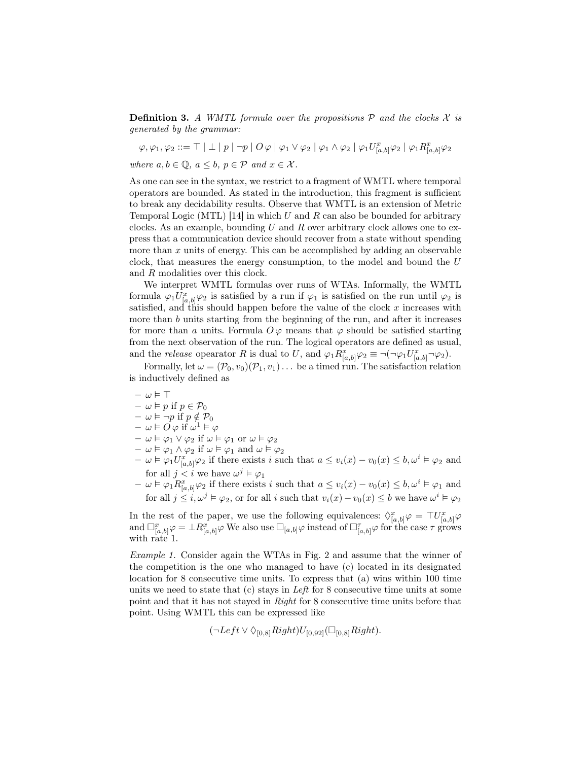**Definition 3.** *A WMTL formula over the propositions $\mathcal{P}$ and the clocks $\mathcal{X}$ is generated by the grammar:*

$$\varphi, \varphi_1, \varphi_2 ::= \top \mid \bot \mid p \mid \neg p \mid O\,\varphi \mid \varphi_1 \vee \varphi_2 \mid \varphi_1 \wedge \varphi_2 \mid \varphi_1 U^x_{[a,b]} \varphi_2 \mid \varphi_1 R^x_{[a,b]} \varphi_2$$

*where $a, b \in \mathbb{Q}$, $a \leq b$, $p \in \mathcal{P}$ and $x \in \mathcal{X}$.*

As one can see in the syntax, we restrict to a fragment of WMTL where temporal operators are bounded. As stated in the introduction, this fragment is sufficient to break any decidability results. Observe that WMTL is an extension of Metric Temporal Logic (MTL) [14] in which $U$ and $R$ can also be bounded for arbitrary clocks. As an example, bounding $U$ and $R$ over arbitrary clock allows one to express that a communication device should recover from a state without spending more than $x$ units of energy. This can be accomplished by adding an observable clock, that measures the energy consumption, to the model and bound the $U$ and $R$ modalities over this clock.

We interpret WMTL formulas over runs of WTAs. Informally, the WMTL formula $\varphi_1 U^x_{[a,b]} \varphi_2$ is satisfied by a run if $\varphi_1$ is satisfied on the run until $\varphi_2$ is satisfied, and this should happen before the value of the clock $x$ increases with more than $b$ units starting from the beginning of the run, and after it increases for more than $a$ units. Formula $O\,\varphi$ means that $\varphi$ should be satisfied starting from the next observation of the run. The logical operators are defined as usual, and the *release* opearator $R$ is dual to $U$, and $\varphi_1 R^x_{[a,b]} \varphi_2 \equiv \neg(\neg\varphi_1 U^x_{[a,b]} \neg\varphi_2)$.

Formally, let $\omega = (\mathcal{P}_0, v_0)(\mathcal{P}_1, v_1)\ldots$ be a timed run. The satisfaction relation is inductively defined as

- $\omega \vDash \top$
- $\omega \vDash p$ if $p \in \mathcal{P}_0$
- $\omega \vDash \neg p$ if $p \notin \mathcal{P}_0$
- $\omega \vDash O\,\varphi$ if $\omega^1 \vDash \varphi$
- $\omega \vDash \varphi_1 \vee \varphi_2$ if $\omega \vDash \varphi_1$ or $\omega \vDash \varphi_2$
- $\omega \vDash \varphi_1 \wedge \varphi_2$ if $\omega \vDash \varphi_1$ and $\omega \vDash \varphi_2$
- $\omega \vDash \varphi_1 U^x_{[a,b]} \varphi_2$ if there exists $i$ such that $a \leq v_i(x) - v_0(x) \leq b, \omega^i \vDash \varphi_2$ and for all $j < i$ we have $\omega^j \vDash \varphi_1$
- $\omega \vDash \varphi_1 R^x_{[a,b]} \varphi_2$ if there exists $i$ such that $a \leq v_i(x) - v_0(x) \leq b, \omega^i \vDash \varphi_1$ and for all $j \leq i, \omega^j \vDash \varphi_2$, or for all $i$ such that $v_i(x) - v_0(x) \leq b$ we have $\omega^i \vDash \varphi_2$

In the rest of the paper, we use the following equivalences: $\Diamond^x_{[a,b]}\varphi = \top U^x_{[a,b]}\varphi$ and $\Box^x_{[a,b]}\varphi = \bot R^x_{[a,b]}\varphi$ We also use $\Box_{[a,b]}\varphi$ instead of $\Box^\tau_{[a,b]}\varphi$ for the case $\tau$ grows with rate 1.

*Example 1.* Consider again the WTAs in Fig. 2 and assume that the winner of the competition is the one who managed to have (c) located in its designated location for 8 consecutive time units. To express that (a) wins within 100 time units we need to state that (c) stays in *Left* for 8 consecutive time units at some point and that it has not stayed in *Right* for 8 consecutive time units before that point. Using WMTL this can be expressed like

$$(\neg Left \vee \Diamond_{[0,8]} Right) U_{[0,92]} (\Box_{[0,8]} Right).$$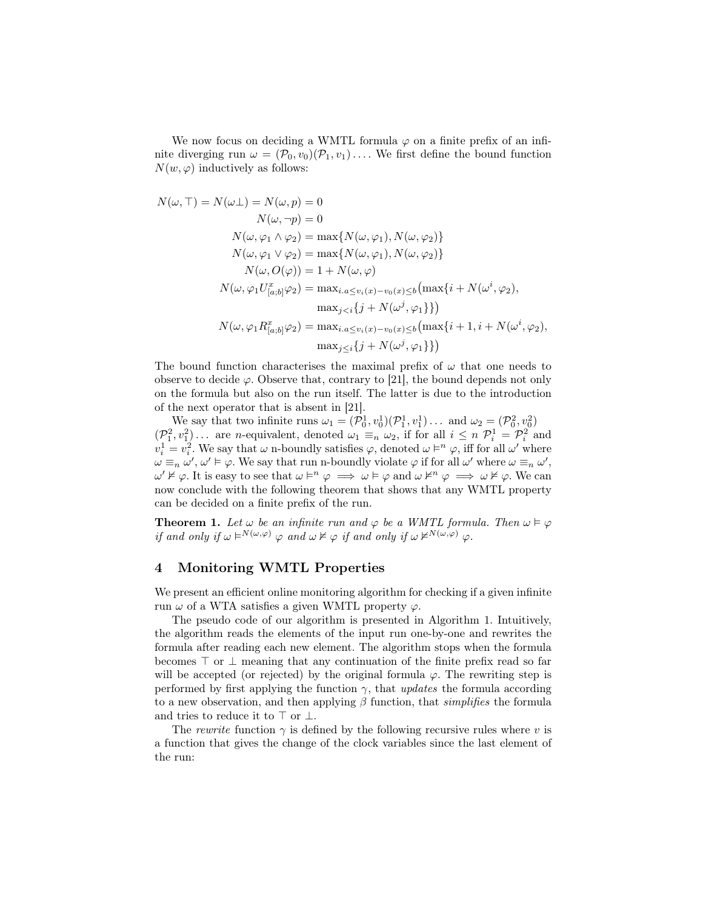We now focus on deciding a WMTL formula $\varphi$ on a finite prefix of an infinite diverging run $\omega = (\mathcal{P}_0, v_0)(\mathcal{P}_1, v_1)\dots$. We first define the bound function $N(w, \varphi)$ inductively as follows:

$$
\begin{aligned}
N(\omega, \top) = N(\omega\bot) = N(\omega, p) &= 0\\
N(\omega, \neg p) &= 0\\
N(\omega, \varphi_1 \wedge \varphi_2) &= \max\{N(\omega, \varphi_1), N(\omega, \varphi_2)\}\\
N(\omega, \varphi_1 \vee \varphi_2) &= \max\{N(\omega, \varphi_1), N(\omega, \varphi_2)\}\\
N(\omega, O(\varphi)) &= 1 + N(\omega, \varphi)\\
N(\omega, \varphi_1 U^x_{[a;b]} \varphi_2) &= \max_{i.a \le v_i(x) - v_0(x) \le b}\big(\max\{i + N(\omega^i, \varphi_2),\\
&\qquad \max_{j<i}\{j + N(\omega^j, \varphi_1\}\}\big)\\
N(\omega, \varphi_1 R^x_{[a;b]} \varphi_2) &= \max_{i.a \le v_i(x) - v_0(x) \le b}\big(\max\{i+1, i + N(\omega^i, \varphi_2),\\
&\qquad \max_{j\le i}\{j + N(\omega^j, \varphi_1\}\}\big)
\end{aligned}
$$

The bound function characterises the maximal prefix of $\omega$ that one needs to observe to decide $\varphi$. Observe that, contrary to [21], the bound depends not only on the formula but also on the run itself. The latter is due to the introduction of the next operator that is absent in [21].

We say that two infinite runs $\omega_1 = (\mathcal{P}^1_0, v^1_0)(\mathcal{P}^1_1, v^1_1)\dots$ and $\omega_2 = (\mathcal{P}^2_0, v^2_0)$ $(\mathcal{P}^2_1, v^2_1)\dots$ are $n$-equivalent, denoted $\omega_1 \equiv_n \omega_2$, if for all $i \le n$ $\mathcal{P}^1_i = \mathcal{P}^2_i$ and $v^1_i = v^2_i$. We say that $\omega$ n-boundly satisfies $\varphi$, denoted $\omega \vDash^n \varphi$, iff for all $\omega'$ where $\omega \equiv_n \omega'$, $\omega' \vDash \varphi$. We say that run n-boundly violate $\varphi$ if for all $\omega'$ where $\omega \equiv_n \omega'$, $\omega' \nvDash \varphi$. It is easy to see that $\omega \vDash^n \varphi \implies \omega \vDash \varphi$ and $\omega \nvDash^n \varphi \implies \omega \nvDash \varphi$. We can now conclude with the following theorem that shows that any WMTL property can be decided on a finite prefix of the run.

**Theorem 1.** *Let $\omega$ be an infinite run and $\varphi$ be a WMTL formula. Then $\omega \vDash \varphi$ if and only if $\omega \vDash^{N(\omega,\varphi)} \varphi$ and $\omega \nvDash \varphi$ if and only if $\omega \nvDash^{N(\omega,\varphi)} \varphi$.*

## 4 Monitoring WMTL Properties

We present an efficient online monitoring algorithm for checking if a given infinite run $\omega$ of a WTA satisfies a given WMTL property $\varphi$.

The pseudo code of our algorithm is presented in Algorithm 1. Intuitively, the algorithm reads the elements of the input run one-by-one and rewrites the formula after reading each new element. The algorithm stops when the formula becomes $\top$ or $\bot$ meaning that any continuation of the finite prefix read so far will be accepted (or rejected) by the original formula $\varphi$. The rewriting step is performed by first applying the function $\gamma$, that *updates* the formula according to a new observation, and then applying $\beta$ function, that *simplifies* the formula and tries to reduce it to $\top$ or $\bot$.

The *rewrite* function $\gamma$ is defined by the following recursive rules where $v$ is a function that gives the change of the clock variables since the last element of the run: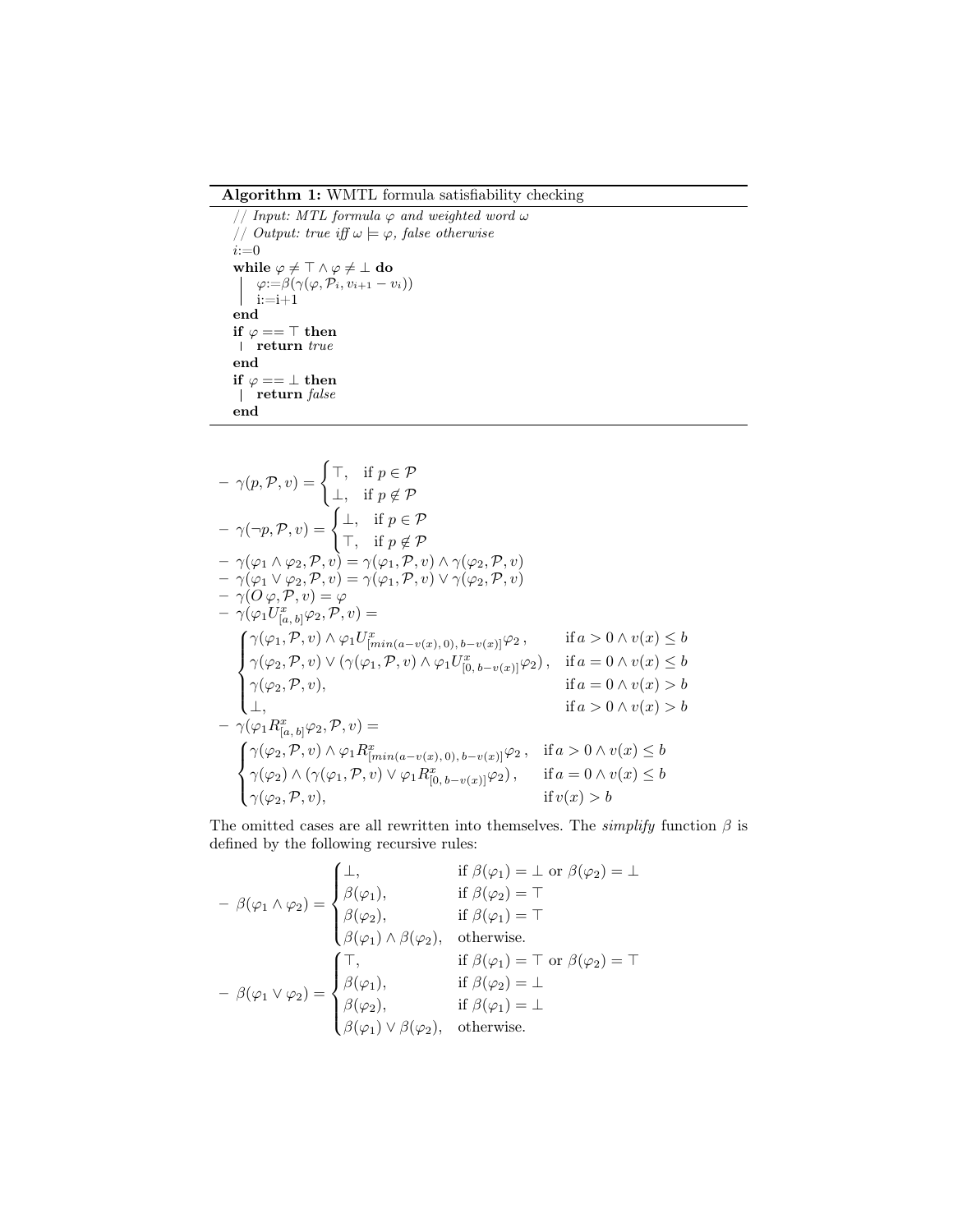**Algorithm 1:** WMTL formula satisfiability checking

```
// Input: MTL formula φ and weighted word ω
// Output: true iff ω ⊨ φ, false otherwise
i:=0
while φ ≠ ⊤ ∧ φ ≠ ⊥ do
    φ:=β(γ(φ, P_i, v_{i+1} − v_i))
    i:=i+1
end
if φ == ⊤ then
    return true
end
if φ == ⊥ then
    return false
end
```

- $\gamma(p, \mathcal{P}, v) = \begin{cases} \top, & \text{if } p \in \mathcal{P} \\ \bot, & \text{if } p \notin \mathcal{P} \end{cases}$
- $\gamma(\neg p, \mathcal{P}, v) = \begin{cases} \bot, & \text{if } p \in \mathcal{P} \\ \top, & \text{if } p \notin \mathcal{P} \end{cases}$
- $\gamma(\varphi_1 \wedge \varphi_2, \mathcal{P}, v) = \gamma(\varphi_1, \mathcal{P}, v) \wedge \gamma(\varphi_2, \mathcal{P}, v)$
- $\gamma(\varphi_1 \vee \varphi_2, \mathcal{P}, v) = \gamma(\varphi_1, \mathcal{P}, v) \vee \gamma(\varphi_2, \mathcal{P}, v)$
- $\gamma(O\, \varphi, \mathcal{P}, v) = \varphi$
- $\gamma(\varphi_1 U^x_{[a,\,b]} \varphi_2, \mathcal{P}, v) =$

$$\begin{cases} \gamma(\varphi_1, \mathcal{P}, v) \wedge \varphi_1 U^x_{[min(a-v(x),0),\, b-v(x)]} \varphi_2\,, & \text{if } a > 0 \wedge v(x) \leq b \\ \gamma(\varphi_2, \mathcal{P}, v) \vee (\gamma(\varphi_1, \mathcal{P}, v) \wedge \varphi_1 U^x_{[0,\, b-v(x)]} \varphi_2)\,, & \text{if } a = 0 \wedge v(x) \leq b \\ \gamma(\varphi_2, \mathcal{P}, v), & \text{if } a = 0 \wedge v(x) > b \\ \bot, & \text{if } a > 0 \wedge v(x) > b \end{cases}$$

- $\gamma(\varphi_1 R^x_{[a,\,b]} \varphi_2, \mathcal{P}, v) =$

$$\begin{cases} \gamma(\varphi_2, \mathcal{P}, v) \wedge \varphi_1 R^x_{[min(a-v(x),0),\, b-v(x)]} \varphi_2\,, & \text{if } a > 0 \wedge v(x) \leq b \\ \gamma(\varphi_2) \wedge (\gamma(\varphi_1, \mathcal{P}, v) \vee \varphi_1 R^x_{[0,\, b-v(x)]} \varphi_2)\,, & \text{if } a = 0 \wedge v(x) \leq b \\ \gamma(\varphi_2, \mathcal{P}, v), & \text{if } v(x) > b \end{cases}$$

The omitted cases are all rewritten into themselves. The *simplify* function $\beta$ is defined by the following recursive rules:

- $\beta(\varphi_1 \wedge \varphi_2) = \begin{cases} \bot, & \text{if } \beta(\varphi_1) = \bot \text{ or } \beta(\varphi_2) = \bot \\ \beta(\varphi_1), & \text{if } \beta(\varphi_2) = \top \\ \beta(\varphi_2), & \text{if } \beta(\varphi_1) = \top \\ \beta(\varphi_1) \wedge \beta(\varphi_2), & \text{otherwise.} \end{cases}$
- $\beta(\varphi_1 \vee \varphi_2) = \begin{cases} \top, & \text{if } \beta(\varphi_1) = \top \text{ or } \beta(\varphi_2) = \top \\ \beta(\varphi_1), & \text{if } \beta(\varphi_2) = \bot \\ \beta(\varphi_2), & \text{if } \beta(\varphi_1) = \bot \\ \beta(\varphi_1) \vee \beta(\varphi_2), & \text{otherwise.} \end{cases}$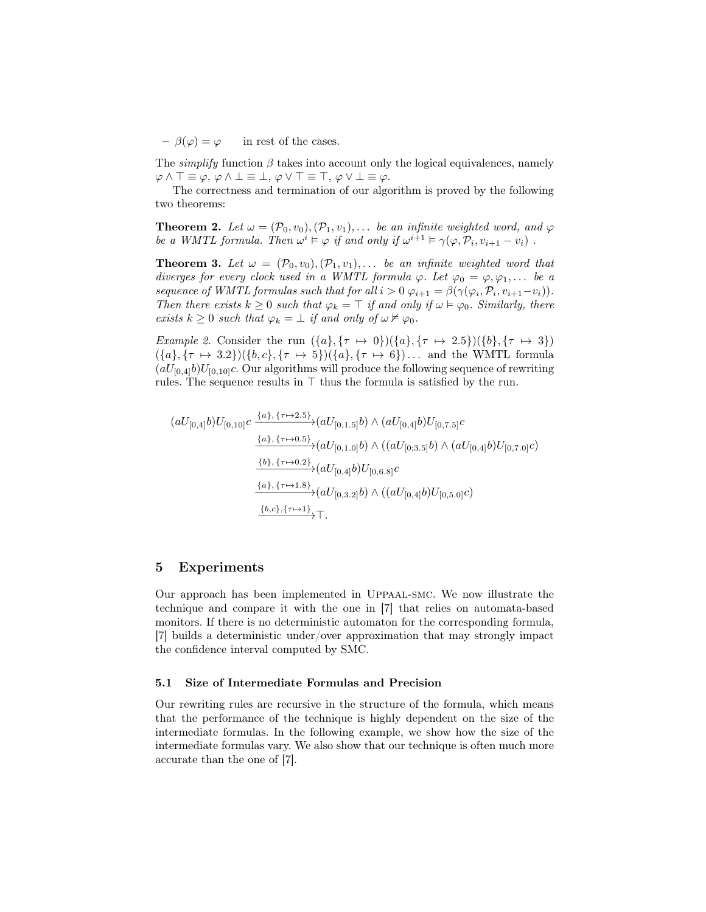– $\beta(\varphi) = \varphi$ in rest of the cases.

The *simplify* function $\beta$ takes into account only the logical equivalences, namely $\varphi \wedge \top \equiv \varphi$, $\varphi \wedge \bot \equiv \bot$, $\varphi \vee \top \equiv \top$, $\varphi \vee \bot \equiv \varphi$.

The correctness and termination of our algorithm is proved by the following two theorems:

**Theorem 2.** *Let $\omega = (\mathcal{P}_0, v_0), (\mathcal{P}_1, v_1), \ldots$ be an infinite weighted word, and $\varphi$ be a WMTL formula. Then $\omega^i \vDash \varphi$ if and only if $\omega^{i+1} \vDash \gamma(\varphi, \mathcal{P}_i, v_{i+1} - v_i)$ .*

**Theorem 3.** *Let $\omega = (\mathcal{P}_0, v_0), (\mathcal{P}_1, v_1), \ldots$ be an infinite weighted word that diverges for every clock used in a WMTL formula $\varphi$. Let $\varphi_0 = \varphi, \varphi_1, \ldots$ be a sequence of WMTL formulas such that for all $i > 0$ $\varphi_{i+1} = \beta(\gamma(\varphi_i, \mathcal{P}_i, v_{i+1} - v_i))$. Then there exists $k \geq 0$ such that $\varphi_k = \top$ if and only if $\omega \vDash \varphi_0$. Similarly, there exists $k \geq 0$ such that $\varphi_k = \bot$ if and only of $\omega \nvDash \varphi_0$.*

*Example 2.* Consider the run $(\{a\}, \{\tau \mapsto 0\})(\{a\}, \{\tau \mapsto 2.5\})(\{b\}, \{\tau \mapsto 3\})$ $(\{a\}, \{\tau \mapsto 3.2\})(\{b, c\}, \{\tau \mapsto 5\})(\{a\}, \{\tau \mapsto 6\})\ldots$ and the WMTL formula $(aU_{[0,4]}b)U_{[0,10]}c$. Our algorithms will produce the following sequence of rewriting rules. The sequence results in $\top$ thus the formula is satisfied by the run.

$$
\begin{aligned}
(aU_{[0,4]}b)U_{[0,10]}c &\xrightarrow{\{a\},\{\tau\mapsto 2.5\}} (aU_{[0,1.5]}b) \wedge (aU_{[0,4]}b)U_{[0,7.5]}c \\
&\xrightarrow{\{a\},\{\tau\mapsto 0.5\}} (aU_{[0,1.0]}b) \wedge ((aU_{[0;3.5]}b) \wedge (aU_{[0,4]}b)U_{[0,7.0]}c) \\
&\xrightarrow{\{b\},\{\tau\mapsto 0.2\}} (aU_{[0,4]}b)U_{[0,6.8]}c \\
&\xrightarrow{\{a\},\{\tau\mapsto 1.8\}} (aU_{[0,3.2]}b) \wedge ((aU_{[0,4]}b)U_{[0,5.0]}c) \\
&\xrightarrow{\{b,c\},\{\tau\mapsto 1\}} \top.
\end{aligned}
$$

## 5 Experiments

Our approach has been implemented in UPPAAL-SMC. We now illustrate the technique and compare it with the one in [7] that relies on automata-based monitors. If there is no deterministic automaton for the corresponding formula, [7] builds a deterministic under/over approximation that may strongly impact the confidence interval computed by SMC.

### 5.1 Size of Intermediate Formulas and Precision

Our rewriting rules are recursive in the structure of the formula, which means that the performance of the technique is highly dependent on the size of the intermediate formulas. In the following example, we show how the size of the intermediate formulas vary. We also show that our technique is often much more accurate than the one of [7].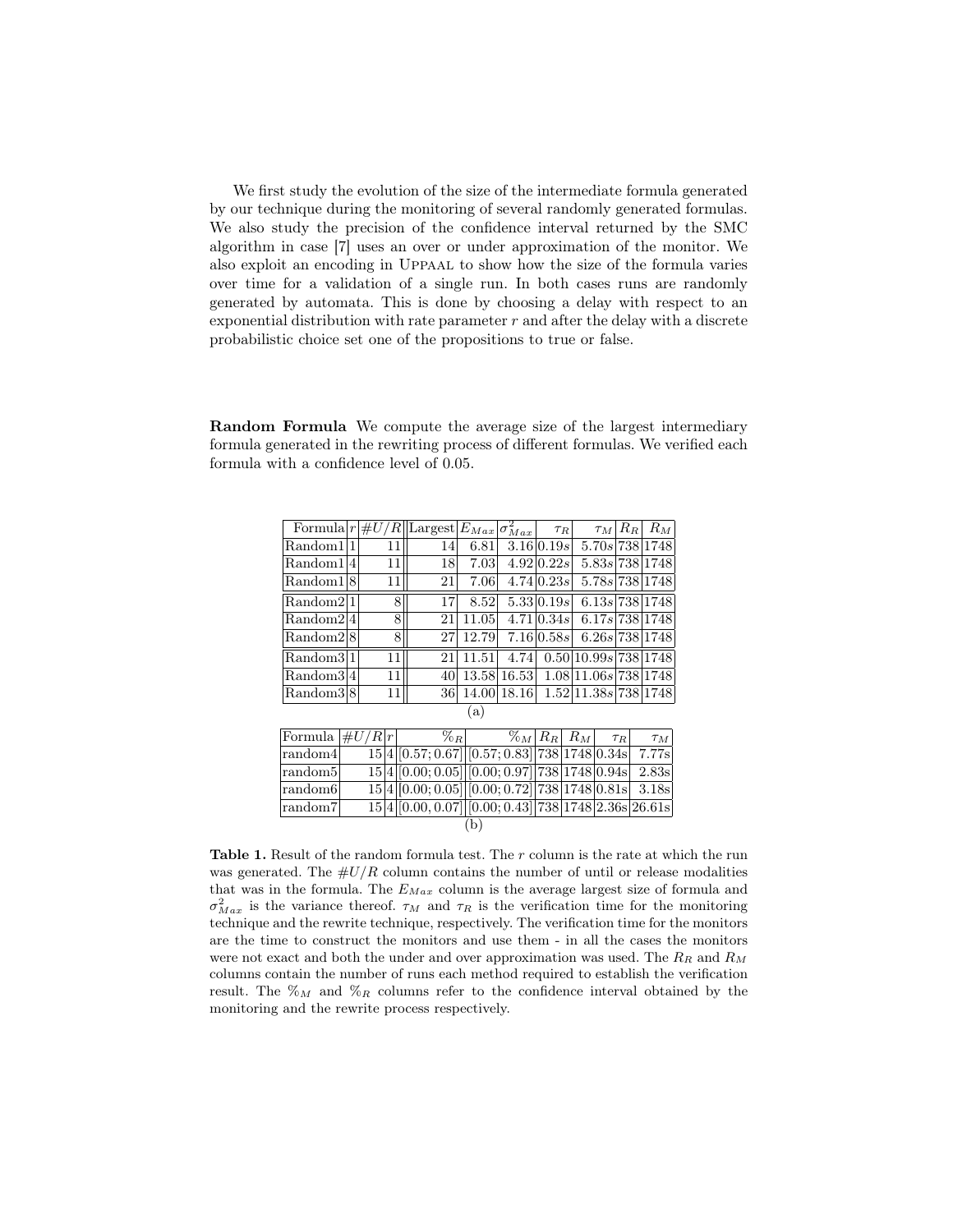We first study the evolution of the size of the intermediate formula generated by our technique during the monitoring of several randomly generated formulas. We also study the precision of the confidence interval returned by the SMC algorithm in case [7] uses an over or under approximation of the monitor. We also exploit an encoding in UPPAAL to show how the size of the formula varies over time for a validation of a single run. In both cases runs are randomly generated by automata. This is done by choosing a delay with respect to an exponential distribution with rate parameter $r$ and after the delay with a discrete probabilistic choice set one of the propositions to true or false.

**Random Formula** We compute the average size of the largest intermediary formula generated in the rewriting process of different formulas. We verified each formula with a confidence level of 0.05.

| Formula | $r$ | $\#U/R$ | Largest | $E_{Max}$ | $\sigma^2_{Max}$ | $\tau_R$ | $\tau_M$ | $R_R$ | $R_M$ |
|---|---|---|---|---|---|---|---|---|---|
| Random1 | 1 | 11 | 14 | 6.81 | 3.16 | $0.19s$ | $5.70s$ | 738 | 1748 |
| Random1 | 4 | 11 | 18 | 7.03 | 4.92 | $0.22s$ | $5.83s$ | 738 | 1748 |
| Random1 | 8 | 11 | 21 | 7.06 | 4.74 | $0.23s$ | $5.78s$ | 738 | 1748 |
| Random2 | 1 | 8 | 17 | 8.52 | 5.33 | $0.19s$ | $6.13s$ | 738 | 1748 |
| Random2 | 4 | 8 | 21 | 11.05 | 4.71 | $0.34s$ | $6.17s$ | 738 | 1748 |
| Random2 | 8 | 8 | 27 | 12.79 | 7.16 | $0.58s$ | $6.26s$ | 738 | 1748 |
| Random3 | 1 | 11 | 21 | 11.51 | 4.74 | 0.50 | $10.99s$ | 738 | 1748 |
| Random3 | 4 | 11 | 40 | 13.58 | 16.53 | 1.08 | $11.06s$ | 738 | 1748 |
| Random3 | 8 | 11 | 36 | 14.00 | 18.16 | 1.52 | $11.38s$ | 738 | 1748 |

(a)

| Formula | $\#U/R$ | $r$ | $\%_R$ | $\%_M$ | $R_R$ | $R_M$ | $\tau_R$ | $\tau_M$ |
|---|---|---|---|---|---|---|---|---|
| random4 | 15 | 4 | $[0.57; 0.67]$ | $[0.57; 0.83]$ | 738 | 1748 | 0.34s | 7.77s |
| random5 | 15 | 4 | $[0.00; 0.05]$ | $[0.00; 0.97]$ | 738 | 1748 | 0.94s | 2.83s |
| random6 | 15 | 4 | $[0.00; 0.05]$ | $[0.00; 0.72]$ | 738 | 1748 | 0.81s | 3.18s |
| random7 | 15 | 4 | $[0.00, 0.07]$ | $[0.00; 0.43]$ | 738 | 1748 | 2.36s | 26.61s |

(b)

**Table 1.** Result of the random formula test. The $r$ column is the rate at which the run was generated. The $\#U/R$ column contains the number of until or release modalities that was in the formula. The $E_{Max}$ column is the average largest size of formula and $\sigma^2_{Max}$ is the variance thereof. $\tau_M$ and $\tau_R$ is the verification time for the monitoring technique and the rewrite technique, respectively. The verification time for the monitors are the time to construct the monitors and use them - in all the cases the monitors were not exact and both the under and over approximation was used. The $R_R$ and $R_M$ columns contain the number of runs each method required to establish the verification result. The $\%_M$ and $\%_R$ columns refer to the confidence interval obtained by the monitoring and the rewrite process respectively.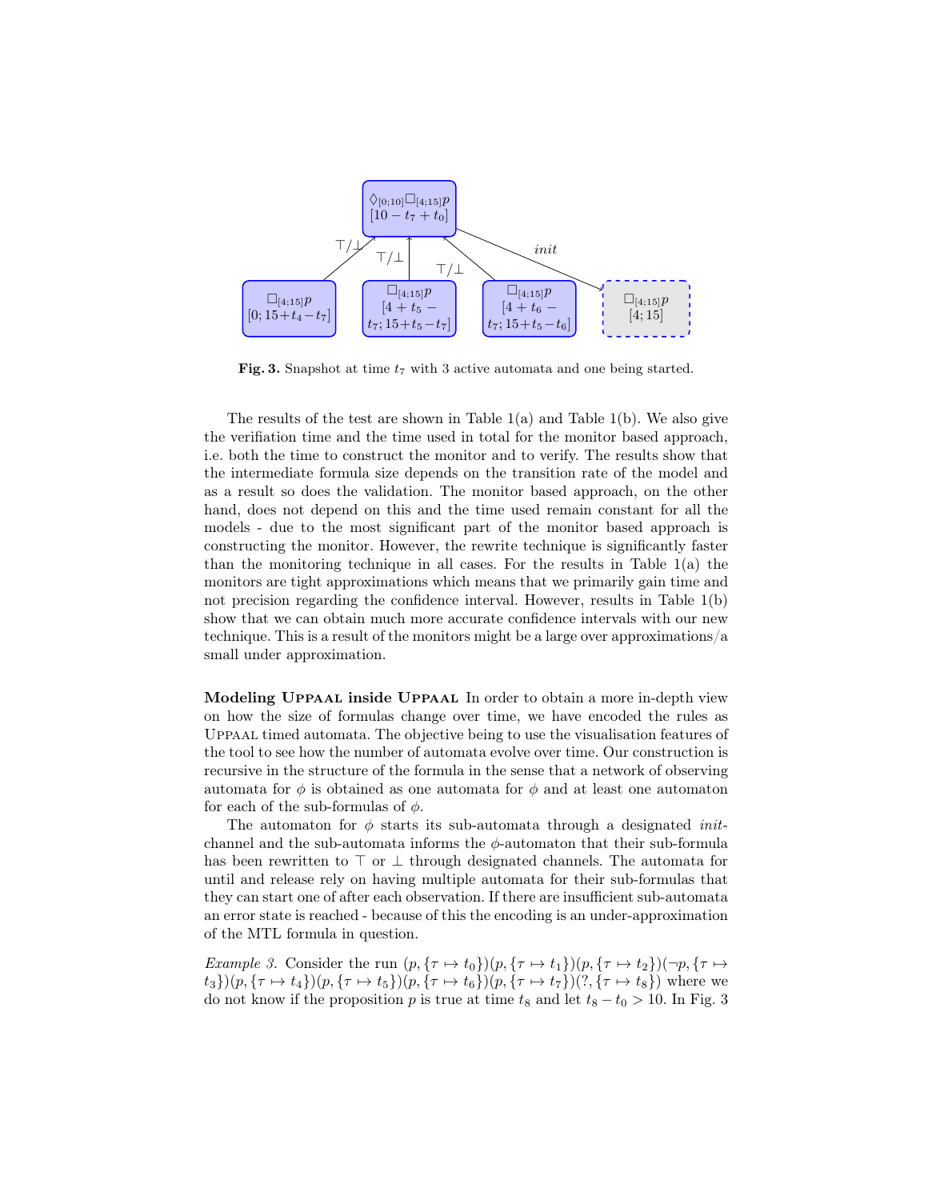Fig. 3. Snapshot at time $t_7$ with 3 active automata and one being started.

The results of the test are shown in Table 1(a) and Table 1(b). We also give the verifiation time and the time used in total for the monitor based approach, i.e. both the time to construct the monitor and to verify. The results show that the intermediate formula size depends on the transition rate of the model and as a result so does the validation. The monitor based approach, on the other hand, does not depend on this and the time used remain constant for all the models - due to the most significant part of the monitor based approach is constructing the monitor. However, the rewrite technique is significantly faster than the monitoring technique in all cases. For the results in Table 1(a) the monitors are tight approximations which means that we primarily gain time and not precision regarding the confidence interval. However, results in Table 1(b) show that we can obtain much more accurate confidence intervals with our new technique. This is a result of the monitors might be a large over approximations/a small under approximation.

**Modeling Uppaal inside Uppaal** In order to obtain a more in-depth view on how the size of formulas change over time, we have encoded the rules as Uppaal timed automata. The objective being to use the visualisation features of the tool to see how the number of automata evolve over time. Our construction is recursive in the structure of the formula in the sense that a network of observing automata for $\phi$ is obtained as one automata for $\phi$ and at least one automaton for each of the sub-formulas of $\phi$.

The automaton for $\phi$ starts its sub-automata through a designated *init*-channel and the sub-automata informs the $\phi$-automaton that their sub-formula has been rewritten to $\top$ or $\bot$ through designated channels. The automata for until and release rely on having multiple automata for their sub-formulas that they can start one of after each observation. If there are insufficient sub-automata an error state is reached - because of this the encoding is an under-approximation of the MTL formula in question.

*Example 3.* Consider the run $(p, \{\tau \mapsto t_0\})(p, \{\tau \mapsto t_1\})(p, \{\tau \mapsto t_2\})(\neg p, \{\tau \mapsto t_3\})(p, \{\tau \mapsto t_4\})(p, \{\tau \mapsto t_5\})(p, \{\tau \mapsto t_6\})(p, \{\tau \mapsto t_7\})(?, \{\tau \mapsto t_8\})$ where we do not know if the proposition $p$ is true at time $t_8$ and let $t_8 - t_0 > 10$. In Fig. 3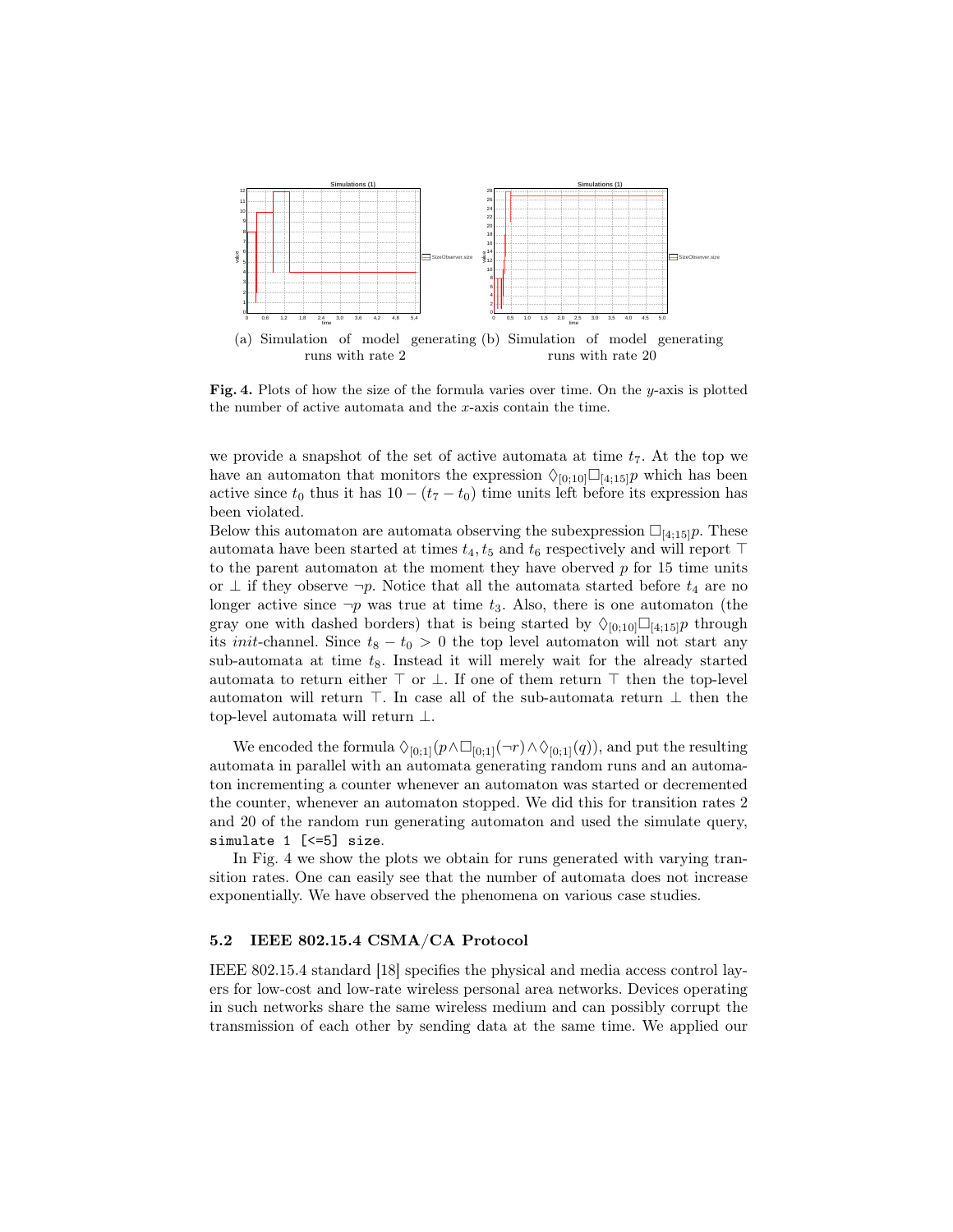(a) Simulation of model generating runs with rate 2

(b) Simulation of model generating runs with rate 20

**Fig. 4.** Plots of how the size of the formula varies over time. On the $y$-axis is plotted the number of active automata and the $x$-axis contain the time.

we provide a snapshot of the set of active automata at time $t_7$. At the top we have an automaton that monitors the expression $\Diamond_{[0;10]}\Box_{[4;15]}p$ which has been active since $t_0$ thus it has $10 - (t_7 - t_0)$ time units left before its expression has been violated.

Below this automaton are automata observing the subexpression $\Box_{[4;15]}p$. These automata have been started at times $t_4, t_5$ and $t_6$ respectively and will report $\top$ to the parent automaton at the moment they have obverved $p$ for 15 time units or $\bot$ if they observe $\neg p$. Notice that all the automata started before $t_4$ are no longer active since $\neg p$ was true at time $t_3$. Also, there is one automaton (the gray one with dashed borders) that is being started by $\Diamond_{[0;10]}\Box_{[4;15]}p$ through its *init*-channel. Since $t_8 - t_0 > 0$ the top level automaton will not start any sub-automata at time $t_8$. Instead it will merely wait for the already started automata to return either $\top$ or $\bot$. If one of them return $\top$ then the top-level automaton will return $\top$. In case all of the sub-automata return $\bot$ then the top-level automata will return $\bot$.

We encoded the formula $\Diamond_{[0;1]}(p \wedge \Box_{[0;1]}(\neg r) \wedge \Diamond_{[0;1]}(q))$, and put the resulting automata in parallel with an automata generating random runs and an automaton incrementing a counter whenever an automaton was started or decremented the counter, whenever an automaton stopped. We did this for transition rates 2 and 20 of the random run generating automaton and used the simulate query, `simulate 1 [<=5] size`.

In Fig. 4 we show the plots we obtain for runs generated with varying transition rates. One can easily see that the number of automata does not increase exponentially. We have observed the phenomena on various case studies.

### 5.2 IEEE 802.15.4 CSMA/CA Protocol

IEEE 802.15.4 standard [18] specifies the physical and media access control layers for low-cost and low-rate wireless personal area networks. Devices operating in such networks share the same wireless medium and can possibly corrupt the transmission of each other by sending data at the same time. We applied our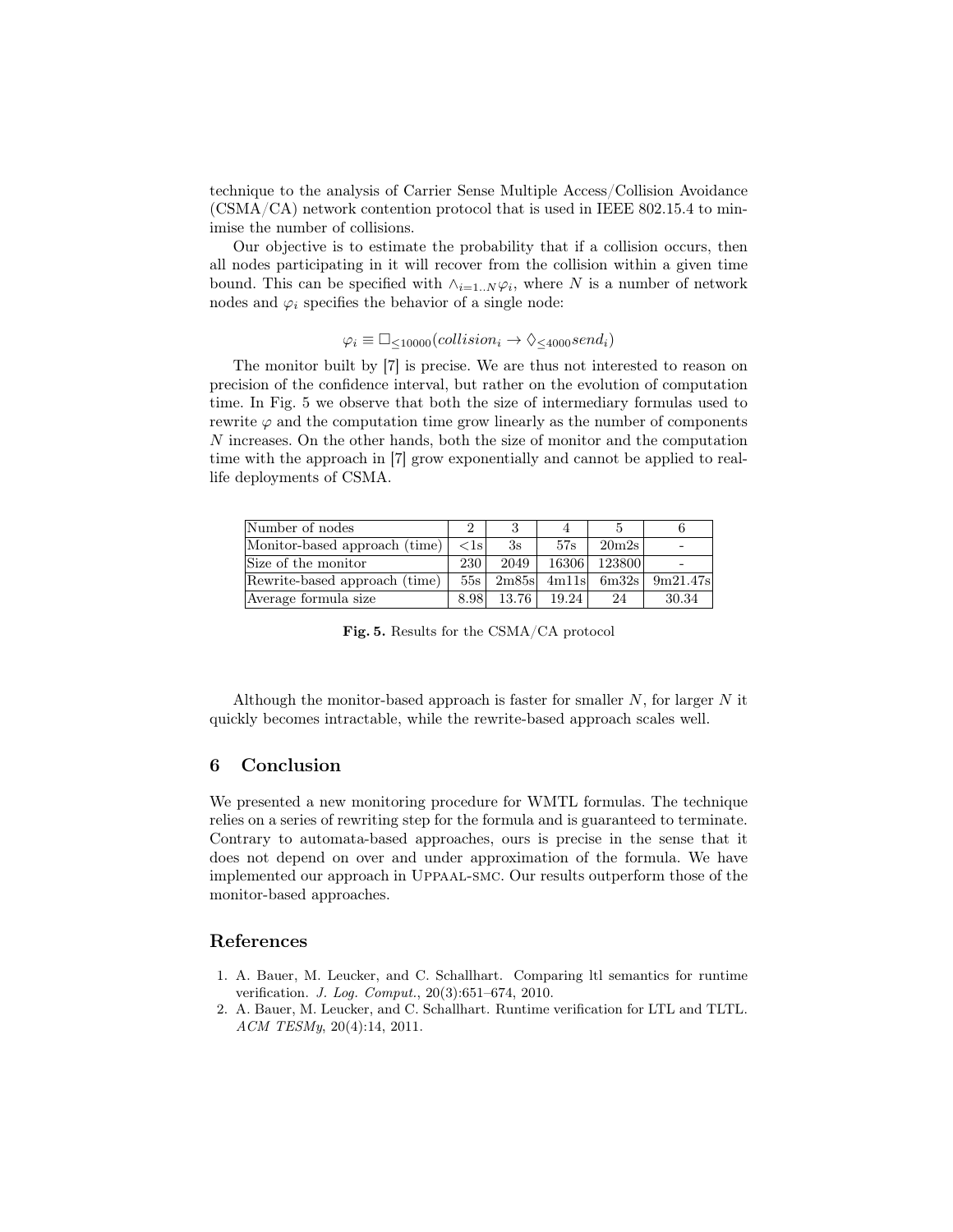technique to the analysis of Carrier Sense Multiple Access/Collision Avoidance (CSMA/CA) network contention protocol that is used in IEEE 802.15.4 to minimise the number of collisions.

Our objective is to estimate the probability that if a collision occurs, then all nodes participating in it will recover from the collision within a given time bound. This can be specified with $\wedge_{i=1..N}\varphi_i$, where $N$ is a number of network nodes and $\varphi_i$ specifies the behavior of a single node:

$$\varphi_i \equiv \Box_{\leq 10000}(collision_i \rightarrow \Diamond_{\leq 4000} send_i)$$

The monitor built by [7] is precise. We are thus not interested to reason on precision of the confidence interval, but rather on the evolution of computation time. In Fig. 5 we observe that both the size of intermediary formulas used to rewrite $\varphi$ and the computation time grow linearly as the number of components $N$ increases. On the other hands, both the size of monitor and the computation time with the approach in [7] grow exponentially and cannot be applied to real-life deployments of CSMA.

| Number of nodes | 2 | 3 | 4 | 5 | 6 |
|---|---|---|---|---|---|
| Monitor-based approach (time) | <1s | 3s | 57s | 20m2s | - |
| Size of the monitor | 230 | 2049 | 16306 | 123800 | - |
| Rewrite-based approach (time) | 55s | 2m85s | 4m11s | 6m32s | 9m21.47s |
| Average formula size | 8.98 | 13.76 | 19.24 | 24 | 30.34 |

**Fig. 5.** Results for the CSMA/CA protocol

Although the monitor-based approach is faster for smaller $N$, for larger $N$ it quickly becomes intractable, while the rewrite-based approach scales well.

## 6 Conclusion

We presented a new monitoring procedure for WMTL formulas. The technique relies on a series of rewriting step for the formula and is guaranteed to terminate. Contrary to automata-based approaches, ours is precise in the sense that it does not depend on over and under approximation of the formula. We have implemented our approach in Uppaal-smc. Our results outperform those of the monitor-based approaches.

## References

1. A. Bauer, M. Leucker, and C. Schallhart. Comparing ltl semantics for runtime verification. *J. Log. Comput.*, 20(3):651–674, 2010.
2. A. Bauer, M. Leucker, and C. Schallhart. Runtime verification for LTL and TLTL. *ACM TESMy*, 20(4):14, 2011.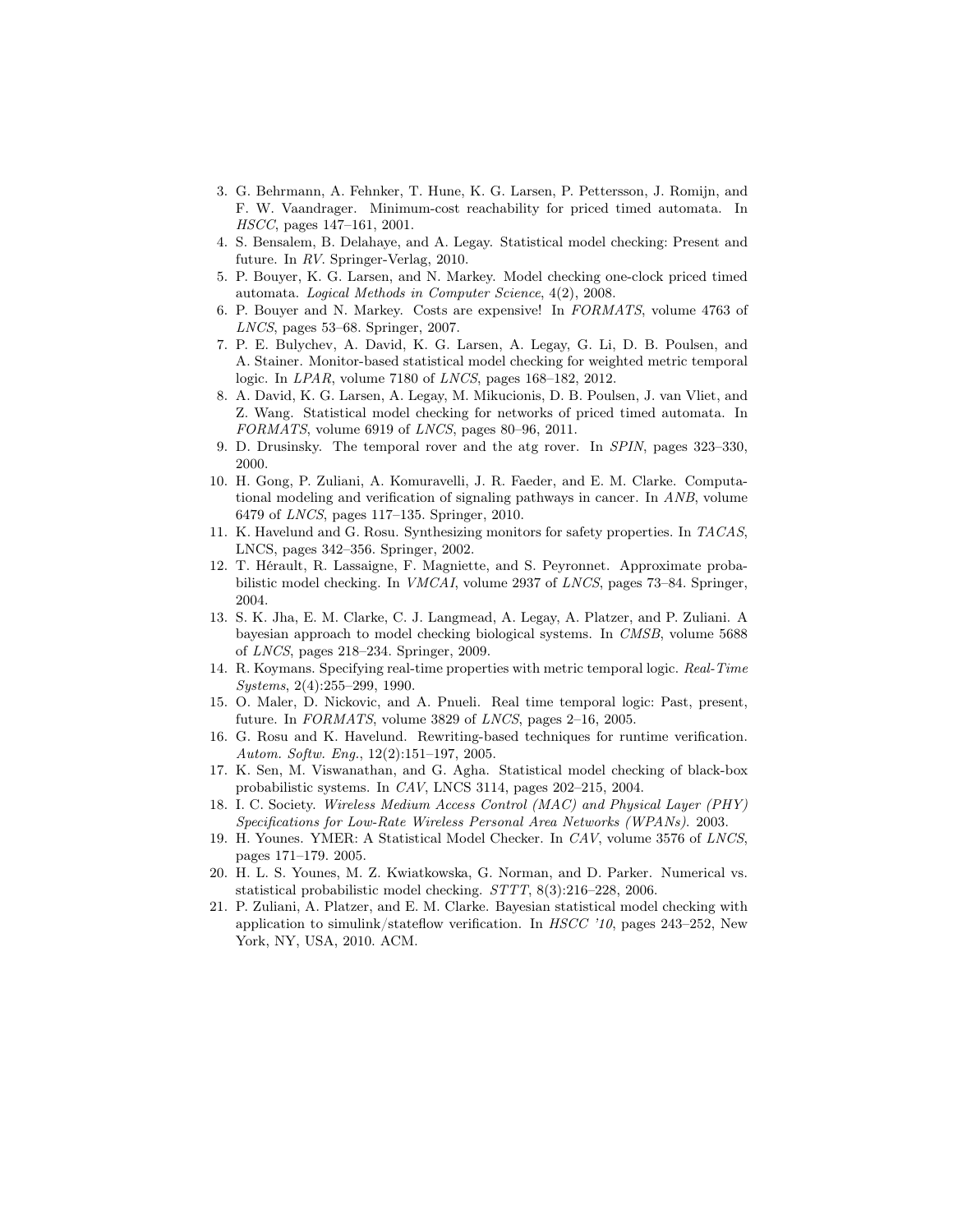3. G. Behrmann, A. Fehnker, T. Hune, K. G. Larsen, P. Pettersson, J. Romijn, and F. W. Vaandrager. Minimum-cost reachability for priced timed automata. In *HSCC*, pages 147–161, 2001.
4. S. Bensalem, B. Delahaye, and A. Legay. Statistical model checking: Present and future. In *RV*. Springer-Verlag, 2010.
5. P. Bouyer, K. G. Larsen, and N. Markey. Model checking one-clock priced timed automata. *Logical Methods in Computer Science*, 4(2), 2008.
6. P. Bouyer and N. Markey. Costs are expensive! In *FORMATS*, volume 4763 of *LNCS*, pages 53–68. Springer, 2007.
7. P. E. Bulychev, A. David, K. G. Larsen, A. Legay, G. Li, D. B. Poulsen, and A. Stainer. Monitor-based statistical model checking for weighted metric temporal logic. In *LPAR*, volume 7180 of *LNCS*, pages 168–182, 2012.
8. A. David, K. G. Larsen, A. Legay, M. Mikucionis, D. B. Poulsen, J. van Vliet, and Z. Wang. Statistical model checking for networks of priced timed automata. In *FORMATS*, volume 6919 of *LNCS*, pages 80–96, 2011.
9. D. Drusinsky. The temporal rover and the atg rover. In *SPIN*, pages 323–330, 2000.
10. H. Gong, P. Zuliani, A. Komuravelli, J. R. Faeder, and E. M. Clarke. Computational modeling and verification of signaling pathways in cancer. In *ANB*, volume 6479 of *LNCS*, pages 117–135. Springer, 2010.
11. K. Havelund and G. Rosu. Synthesizing monitors for safety properties. In *TACAS*, LNCS, pages 342–356. Springer, 2002.
12. T. Hérault, R. Lassaigne, F. Magniette, and S. Peyronnet. Approximate probabilistic model checking. In *VMCAI*, volume 2937 of *LNCS*, pages 73–84. Springer, 2004.
13. S. K. Jha, E. M. Clarke, C. J. Langmead, A. Legay, A. Platzer, and P. Zuliani. A bayesian approach to model checking biological systems. In *CMSB*, volume 5688 of *LNCS*, pages 218–234. Springer, 2009.
14. R. Koymans. Specifying real-time properties with metric temporal logic. *Real-Time Systems*, 2(4):255–299, 1990.
15. O. Maler, D. Nickovic, and A. Pnueli. Real time temporal logic: Past, present, future. In *FORMATS*, volume 3829 of *LNCS*, pages 2–16, 2005.
16. G. Rosu and K. Havelund. Rewriting-based techniques for runtime verification. *Autom. Softw. Eng.*, 12(2):151–197, 2005.
17. K. Sen, M. Viswanathan, and G. Agha. Statistical model checking of black-box probabilistic systems. In *CAV*, LNCS 3114, pages 202–215, 2004.
18. I. C. Society. *Wireless Medium Access Control (MAC) and Physical Layer (PHY) Specifications for Low-Rate Wireless Personal Area Networks (WPANs)*. 2003.
19. H. Younes. YMER: A Statistical Model Checker. In *CAV*, volume 3576 of *LNCS*, pages 171–179. 2005.
20. H. L. S. Younes, M. Z. Kwiatkowska, G. Norman, and D. Parker. Numerical vs. statistical probabilistic model checking. *STTT*, 8(3):216–228, 2006.
21. P. Zuliani, A. Platzer, and E. M. Clarke. Bayesian statistical model checking with application to simulink/stateflow verification. In *HSCC '10*, pages 243–252, New York, NY, USA, 2010. ACM.